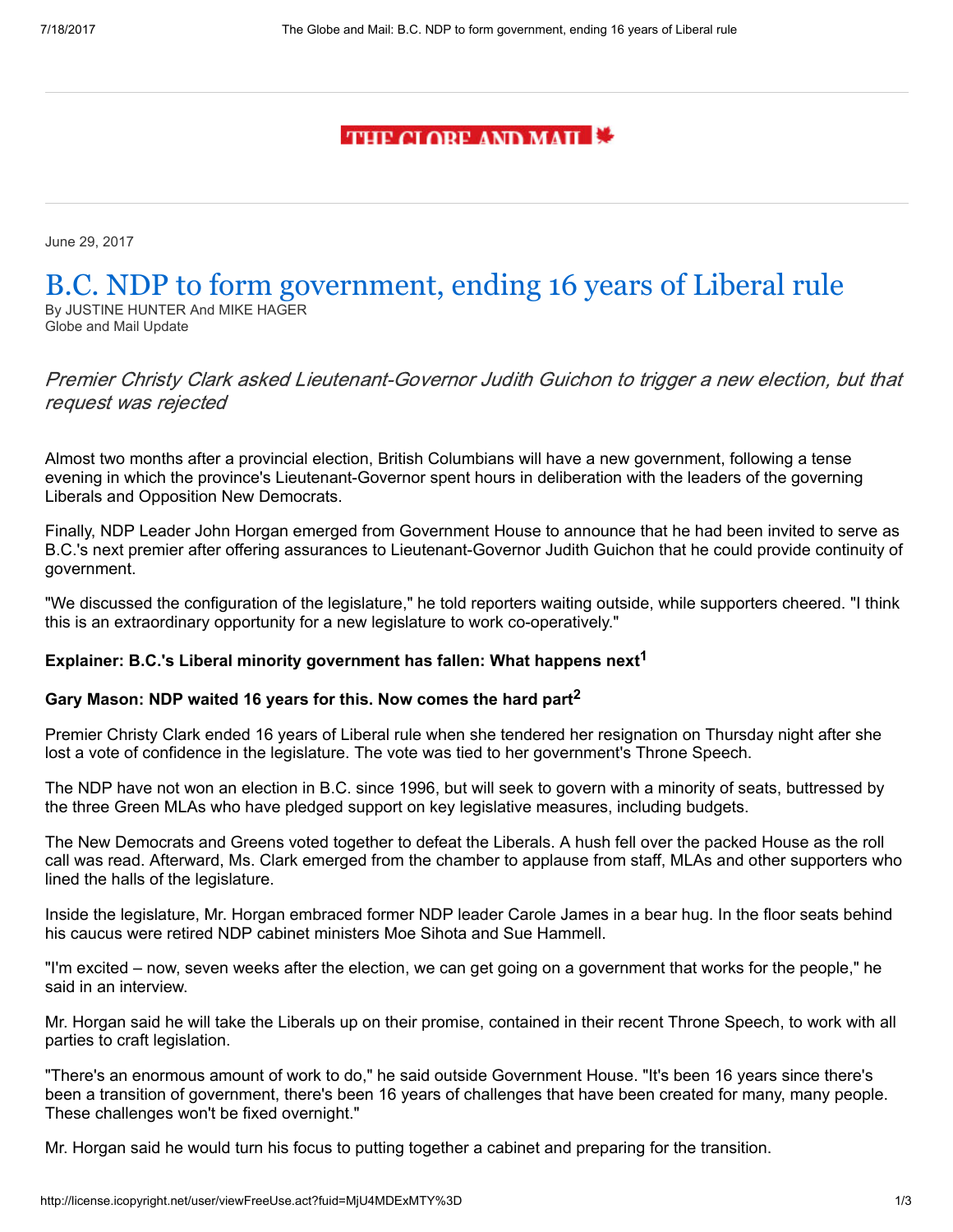THE GLOBE AND MAIL

June 29, 2017

# B.C. NDP to form government, ending 16 years of Liberal rule

By JUSTINE HUNTER And MIKE HAGER
Globe and Mail Update

*Premier Christy Clark asked Lieutenant-Governor Judith Guichon to trigger a new election, but that request was rejected*

Almost two months after a provincial election, British Columbians will have a new government, following a tense evening in which the province's Lieutenant-Governor spent hours in deliberation with the leaders of the governing Liberals and Opposition New Democrats.

Finally, NDP Leader John Horgan emerged from Government House to announce that he had been invited to serve as B.C.'s next premier after offering assurances to Lieutenant-Governor Judith Guichon that he could provide continuity of government.

"We discussed the configuration of the legislature," he told reporters waiting outside, while supporters cheered. "I think this is an extraordinary opportunity for a new legislature to work co-operatively."

**Explainer: B.C.'s Liberal minority government has fallen: What happens next[1]**

**Gary Mason: NDP waited 16 years for this. Now comes the hard part[2]**

Premier Christy Clark ended 16 years of Liberal rule when she tendered her resignation on Thursday night after she lost a vote of confidence in the legislature. The vote was tied to her government's Throne Speech.

The NDP have not won an election in B.C. since 1996, but will seek to govern with a minority of seats, buttressed by the three Green MLAs who have pledged support on key legislative measures, including budgets.

The New Democrats and Greens voted together to defeat the Liberals. A hush fell over the packed House as the roll call was read. Afterward, Ms. Clark emerged from the chamber to applause from staff, MLAs and other supporters who lined the halls of the legislature.

Inside the legislature, Mr. Horgan embraced former NDP leader Carole James in a bear hug. In the floor seats behind his caucus were retired NDP cabinet ministers Moe Sihota and Sue Hammell.

"I'm excited – now, seven weeks after the election, we can get going on a government that works for the people," he said in an interview.

Mr. Horgan said he will take the Liberals up on their promise, contained in their recent Throne Speech, to work with all parties to craft legislation.

"There's an enormous amount of work to do," he said outside Government House. "It's been 16 years since there's been a transition of government, there's been 16 years of challenges that have been created for many, many people. These challenges won't be fixed overnight."

Mr. Horgan said he would turn his focus to putting together a cabinet and preparing for the transition.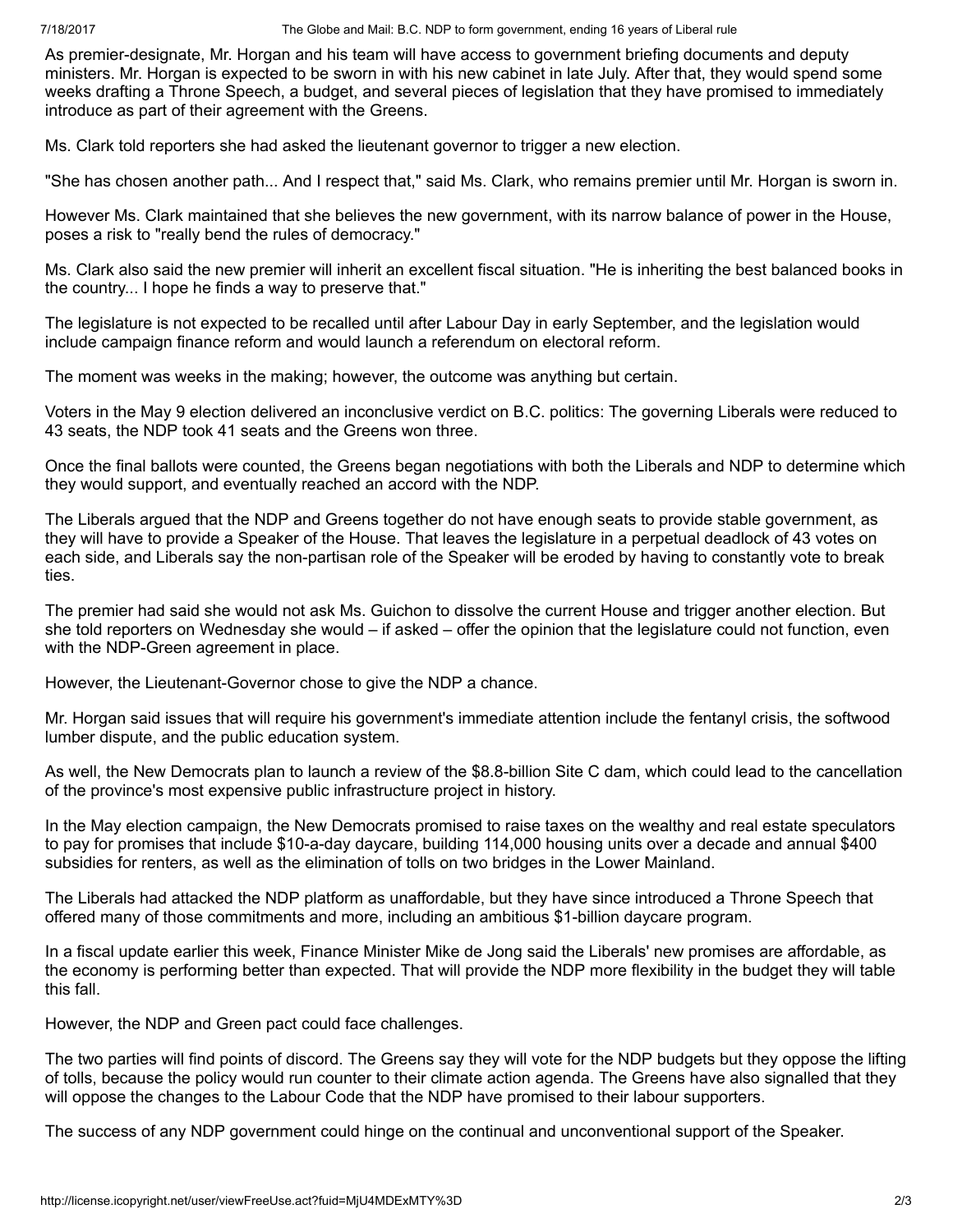As premier-designate, Mr. Horgan and his team will have access to government briefing documents and deputy ministers. Mr. Horgan is expected to be sworn in with his new cabinet in late July. After that, they would spend some weeks drafting a Throne Speech, a budget, and several pieces of legislation that they have promised to immediately introduce as part of their agreement with the Greens.

Ms. Clark told reporters she had asked the lieutenant governor to trigger a new election.

"She has chosen another path... And I respect that," said Ms. Clark, who remains premier until Mr. Horgan is sworn in.

However Ms. Clark maintained that she believes the new government, with its narrow balance of power in the House, poses a risk to "really bend the rules of democracy."

Ms. Clark also said the new premier will inherit an excellent fiscal situation. "He is inheriting the best balanced books in the country... I hope he finds a way to preserve that."

The legislature is not expected to be recalled until after Labour Day in early September, and the legislation would include campaign finance reform and would launch a referendum on electoral reform.

The moment was weeks in the making; however, the outcome was anything but certain.

Voters in the May 9 election delivered an inconclusive verdict on B.C. politics: The governing Liberals were reduced to 43 seats, the NDP took 41 seats and the Greens won three.

Once the final ballots were counted, the Greens began negotiations with both the Liberals and NDP to determine which they would support, and eventually reached an accord with the NDP.

The Liberals argued that the NDP and Greens together do not have enough seats to provide stable government, as they will have to provide a Speaker of the House. That leaves the legislature in a perpetual deadlock of 43 votes on each side, and Liberals say the non-partisan role of the Speaker will be eroded by having to constantly vote to break ties.

The premier had said she would not ask Ms. Guichon to dissolve the current House and trigger another election. But she told reporters on Wednesday she would – if asked – offer the opinion that the legislature could not function, even with the NDP-Green agreement in place.

However, the Lieutenant-Governor chose to give the NDP a chance.

Mr. Horgan said issues that will require his government's immediate attention include the fentanyl crisis, the softwood lumber dispute, and the public education system.

As well, the New Democrats plan to launch a review of the $8.8-billion Site C dam, which could lead to the cancellation of the province's most expensive public infrastructure project in history.

In the May election campaign, the New Democrats promised to raise taxes on the wealthy and real estate speculators to pay for promises that include $10-a-day daycare, building 114,000 housing units over a decade and annual $400 subsidies for renters, as well as the elimination of tolls on two bridges in the Lower Mainland.

The Liberals had attacked the NDP platform as unaffordable, but they have since introduced a Throne Speech that offered many of those commitments and more, including an ambitious $1-billion daycare program.

In a fiscal update earlier this week, Finance Minister Mike de Jong said the Liberals' new promises are affordable, as the economy is performing better than expected. That will provide the NDP more flexibility in the budget they will table this fall.

However, the NDP and Green pact could face challenges.

The two parties will find points of discord. The Greens say they will vote for the NDP budgets but they oppose the lifting of tolls, because the policy would run counter to their climate action agenda. The Greens have also signalled that they will oppose the changes to the Labour Code that the NDP have promised to their labour supporters.

The success of any NDP government could hinge on the continual and unconventional support of the Speaker.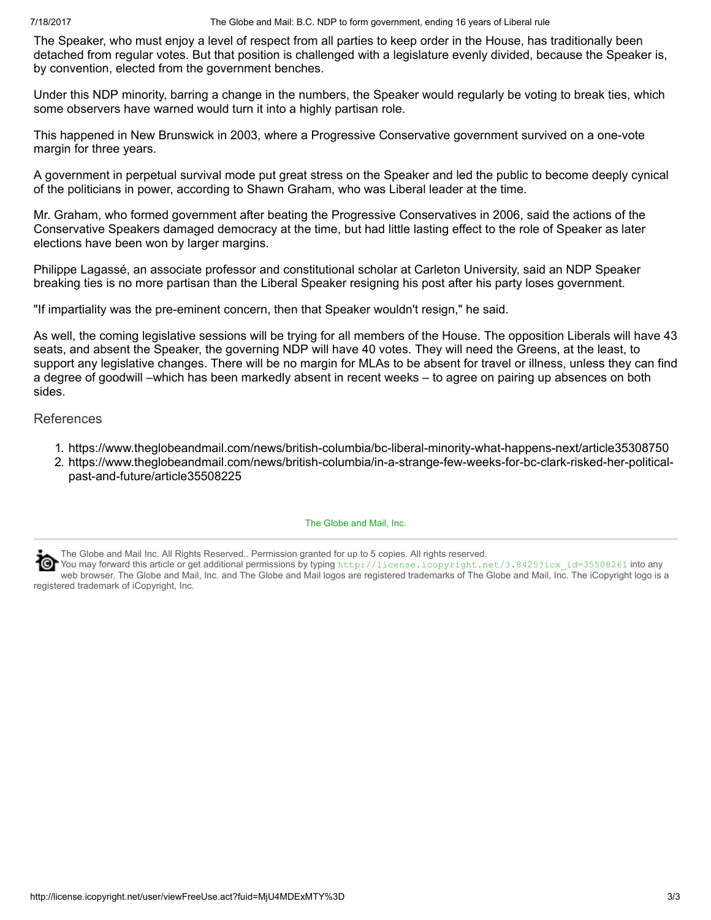The Speaker, who must enjoy a level of respect from all parties to keep order in the House, has traditionally been detached from regular votes. But that position is challenged with a legislature evenly divided, because the Speaker is, by convention, elected from the government benches.

Under this NDP minority, barring a change in the numbers, the Speaker would regularly be voting to break ties, which some observers have warned would turn it into a highly partisan role.

This happened in New Brunswick in 2003, where a Progressive Conservative government survived on a one-vote margin for three years.

A government in perpetual survival mode put great stress on the Speaker and led the public to become deeply cynical of the politicians in power, according to Shawn Graham, who was Liberal leader at the time.

Mr. Graham, who formed government after beating the Progressive Conservatives in 2006, said the actions of the Conservative Speakers damaged democracy at the time, but had little lasting effect to the role of Speaker as later elections have been won by larger margins.

Philippe Lagassé, an associate professor and constitutional scholar at Carleton University, said an NDP Speaker breaking ties is no more partisan than the Liberal Speaker resigning his post after his party loses government.

"If impartiality was the pre-eminent concern, then that Speaker wouldn't resign," he said.

As well, the coming legislative sessions will be trying for all members of the House. The opposition Liberals will have 43 seats, and absent the Speaker, the governing NDP will have 40 votes. They will need the Greens, at the least, to support any legislative changes. There will be no margin for MLAs to be absent for travel or illness, unless they can find a degree of goodwill –which has been markedly absent in recent weeks – to agree on pairing up absences on both sides.

## References

1. https://www.theglobeandmail.com/news/british-columbia/bc-liberal-minority-what-happens-next/article35308750
2. https://www.theglobeandmail.com/news/british-columbia/in-a-strange-few-weeks-for-bc-clark-risked-her-political-past-and-future/article35508225

The Globe and Mail, Inc.

The Globe and Mail Inc. All Rights Reserved.. Permission granted for up to 5 copies. All rights reserved.
You may forward this article or get additional permissions by typing http://license.icopyright.net/3.8425?icx_id=35508261 into any web browser. The Globe and Mail, Inc. and The Globe and Mail logos are registered trademarks of The Globe and Mail, Inc. The iCopyright logo is a registered trademark of iCopyright, Inc.